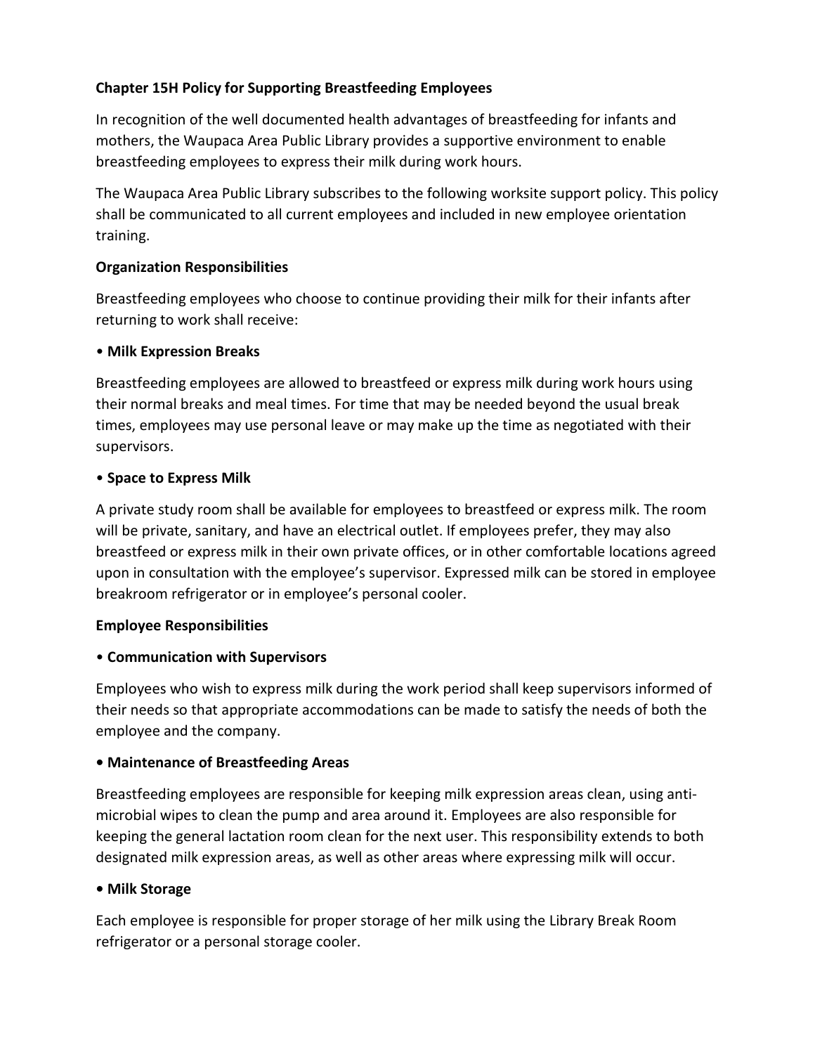**Chapter 15H Policy for Supporting Breastfeeding Employees**

In recognition of the well documented health advantages of breastfeeding for infants and mothers, the Waupaca Area Public Library provides a supportive environment to enable breastfeeding employees to express their milk during work hours.

The Waupaca Area Public Library subscribes to the following worksite support policy. This policy shall be communicated to all current employees and included in new employee orientation training.

**Organization Responsibilities**

Breastfeeding employees who choose to continue providing their milk for their infants after returning to work shall receive:

• **Milk Expression Breaks**

Breastfeeding employees are allowed to breastfeed or express milk during work hours using their normal breaks and meal times. For time that may be needed beyond the usual break times, employees may use personal leave or may make up the time as negotiated with their supervisors.

• **Space to Express Milk**

A private study room shall be available for employees to breastfeed or express milk. The room will be private, sanitary, and have an electrical outlet. If employees prefer, they may also breastfeed or express milk in their own private offices, or in other comfortable locations agreed upon in consultation with the employee's supervisor. Expressed milk can be stored in employee breakroom refrigerator or in employee's personal cooler.

**Employee Responsibilities**

• **Communication with Supervisors**

Employees who wish to express milk during the work period shall keep supervisors informed of their needs so that appropriate accommodations can be made to satisfy the needs of both the employee and the company.

**• Maintenance of Breastfeeding Areas**

Breastfeeding employees are responsible for keeping milk expression areas clean, using anti-microbial wipes to clean the pump and area around it. Employees are also responsible for keeping the general lactation room clean for the next user. This responsibility extends to both designated milk expression areas, as well as other areas where expressing milk will occur.

**• Milk Storage**

Each employee is responsible for proper storage of her milk using the Library Break Room refrigerator or a personal storage cooler.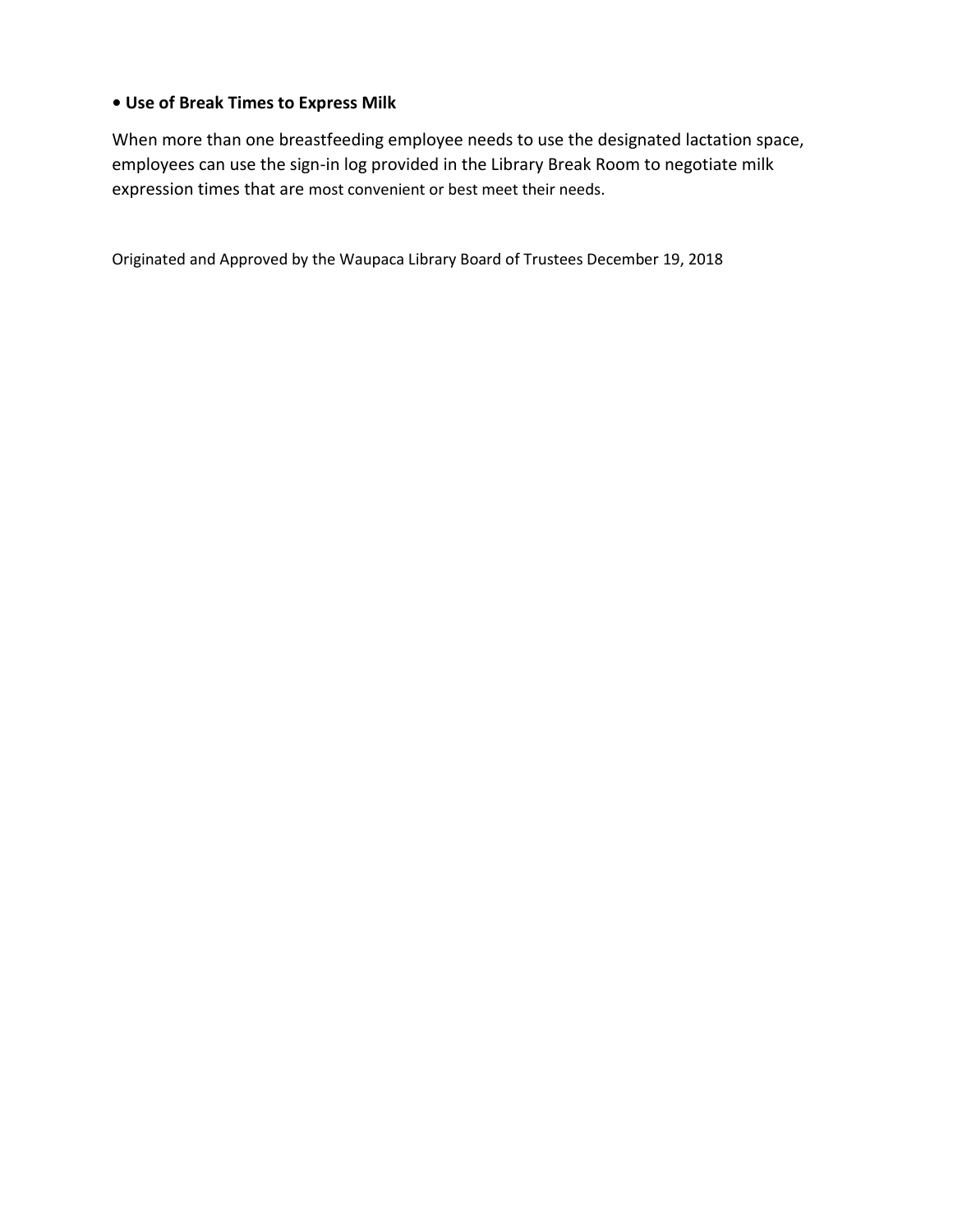- **Use of Break Times to Express Milk**

When more than one breastfeeding employee needs to use the designated lactation space, employees can use the sign-in log provided in the Library Break Room to negotiate milk expression times that are most convenient or best meet their needs.

Originated and Approved by the Waupaca Library Board of Trustees December 19, 2018